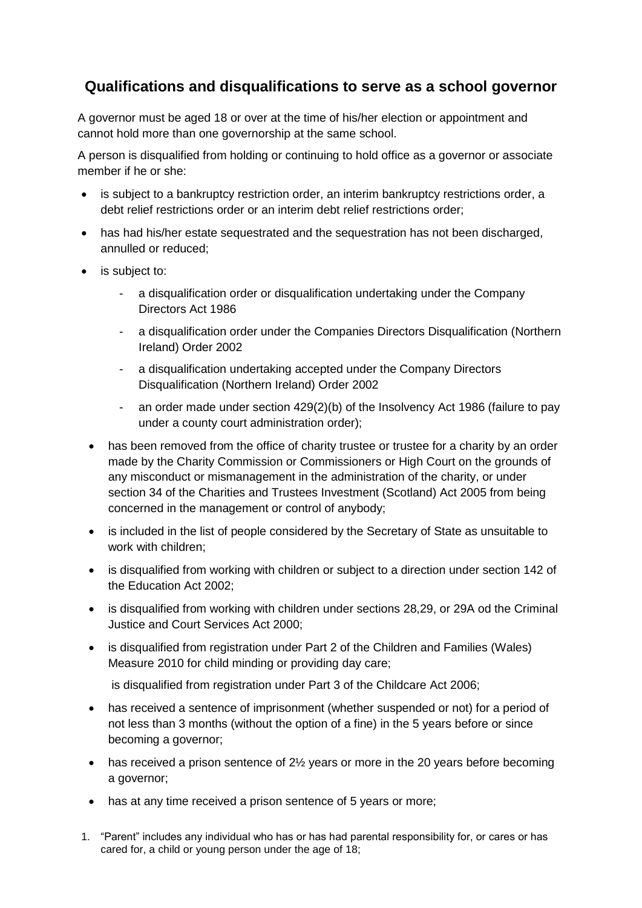## Qualifications and disqualifications to serve as a school governor

A governor must be aged 18 or over at the time of his/her election or appointment and cannot hold more than one governorship at the same school.

A person is disqualified from holding or continuing to hold office as a governor or associate member if he or she:

- is subject to a bankruptcy restriction order, an interim bankruptcy restrictions order, a debt relief restrictions order or an interim debt relief restrictions order;
- has had his/her estate sequestrated and the sequestration has not been discharged, annulled or reduced;
- is subject to:
  - a disqualification order or disqualification undertaking under the Company Directors Act 1986
  - a disqualification order under the Companies Directors Disqualification (Northern Ireland) Order 2002
  - a disqualification undertaking accepted under the Company Directors Disqualification (Northern Ireland) Order 2002
  - an order made under section 429(2)(b) of the Insolvency Act 1986 (failure to pay under a county court administration order);
- has been removed from the office of charity trustee or trustee for a charity by an order made by the Charity Commission or Commissioners or High Court on the grounds of any misconduct or mismanagement in the administration of the charity, or under section 34 of the Charities and Trustees Investment (Scotland) Act 2005 from being concerned in the management or control of anybody;
- is included in the list of people considered by the Secretary of State as unsuitable to work with children;
- is disqualified from working with children or subject to a direction under section 142 of the Education Act 2002;
- is disqualified from working with children under sections 28,29, or 29A od the Criminal Justice and Court Services Act 2000;
- is disqualified from registration under Part 2 of the Children and Families (Wales) Measure 2010 for child minding or providing day care;

  is disqualified from registration under Part 3 of the Childcare Act 2006;
- has received a sentence of imprisonment (whether suspended or not) for a period of not less than 3 months (without the option of a fine) in the 5 years before or since becoming a governor;
- has received a prison sentence of 2½ years or more in the 20 years before becoming a governor;
- has at any time received a prison sentence of 5 years or more;

1. "Parent" includes any individual who has or has had parental responsibility for, or cares or has cared for, a child or young person under the age of 18;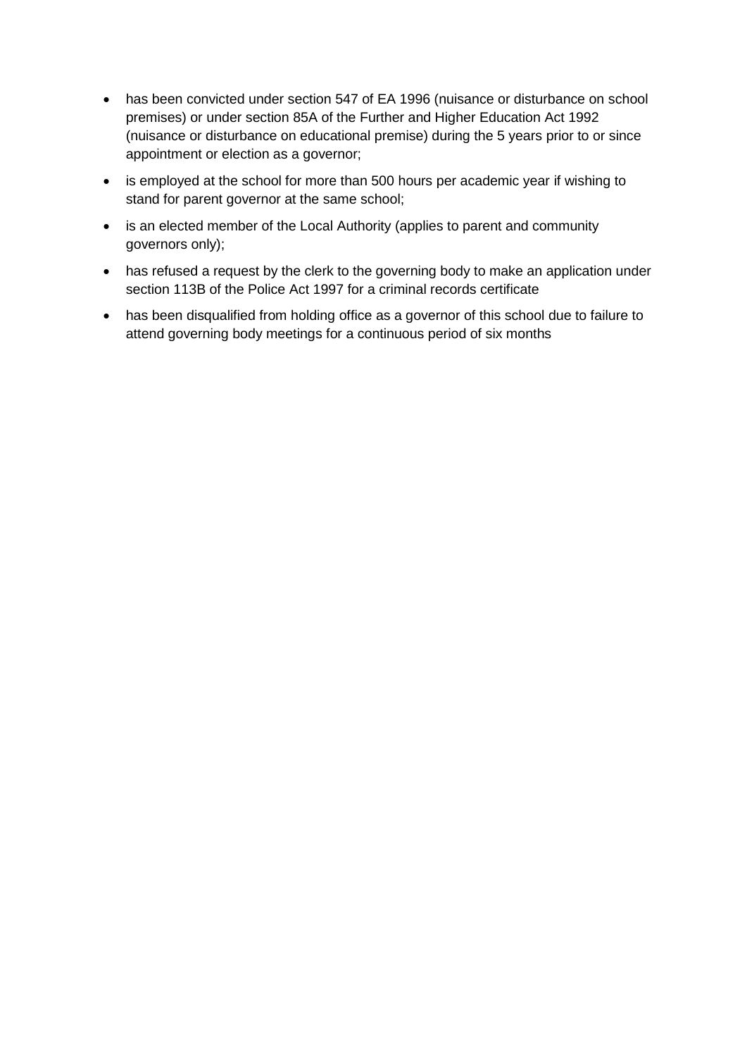- has been convicted under section 547 of EA 1996 (nuisance or disturbance on school premises) or under section 85A of the Further and Higher Education Act 1992 (nuisance or disturbance on educational premise) during the 5 years prior to or since appointment or election as a governor;
- is employed at the school for more than 500 hours per academic year if wishing to stand for parent governor at the same school;
- is an elected member of the Local Authority (applies to parent and community governors only);
- has refused a request by the clerk to the governing body to make an application under section 113B of the Police Act 1997 for a criminal records certificate
- has been disqualified from holding office as a governor of this school due to failure to attend governing body meetings for a continuous period of six months